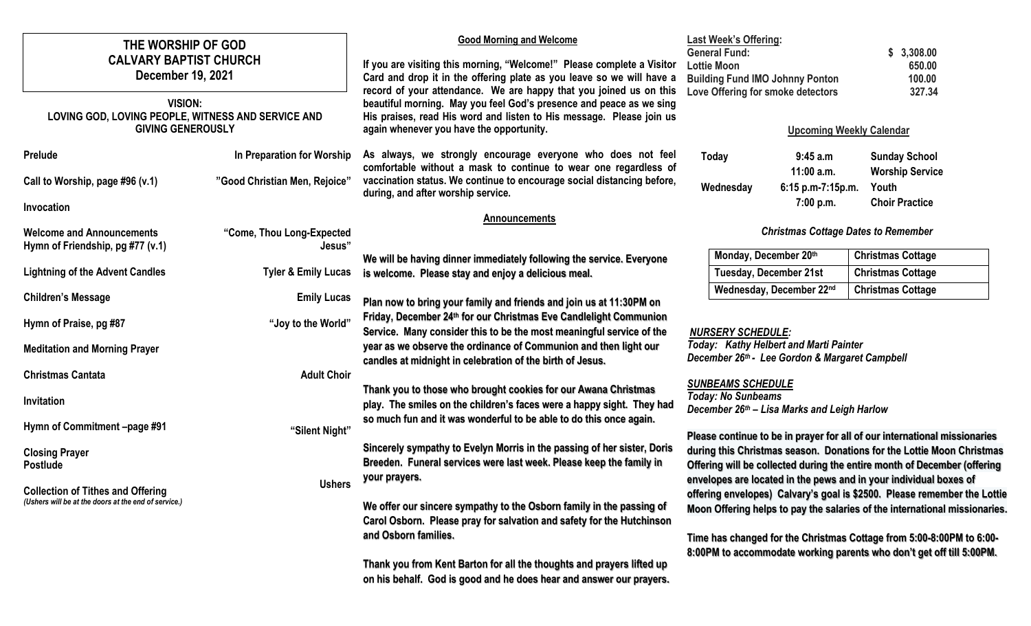# THE WORSHIP OF GOD
# CALVARY BAPTIST CHURCH
## December 19, 2021

**VISION:**
**LOVING GOD, LOVING PEOPLE, WITNESS AND SERVICE AND GIVING GENEROUSLY**

| | |
|---|---|
| **Prelude** | **In Preparation for Worship** |
| **Call to Worship, page #96 (v.1)** | **"Good Christian Men, Rejoice"** |
| **Invocation** | |
| **Welcome and Announcements** | |
| **Hymn of Friendship, pg #77 (v.1)** | **"Come, Thou Long-Expected Jesus"** |
| **Lightning of the Advent Candles** | **Tyler & Emily Lucas** |
| **Children's Message** | **Emily Lucas** |
| **Hymn of Praise, pg #87** | **"Joy to the World"** |
| **Meditation and Morning Prayer** | |
| **Christmas Cantata** | **Adult Choir** |
| **Invitation** | |
| **Hymn of Commitment –page #91** | **"Silent Night"** |
| **Closing Prayer** | |
| **Postlude** | **Ushers** |
| **Collection of Tithes and Offering** | |

*(Ushers will be at the doors at the end of service.)*

### Good Morning and Welcome

**If you are visiting this morning, "Welcome!" Please complete a Visitor Card and drop it in the offering plate as you leave so we will have a record of your attendance. We are happy that you joined us on this beautiful morning. May you feel God's presence and peace as we sing His praises, read His word and listen to His message. Please join us again whenever you have the opportunity.**

**As always, we strongly encourage everyone who does not feel comfortable without a mask to continue to wear one regardless of vaccination status. We continue to encourage social distancing before, during, and after worship service.**

### Announcements

**We will be having dinner immediately following the service. Everyone is welcome. Please stay and enjoy a delicious meal.**

**Plan now to bring your family and friends and join us at 11:30PM on Friday, December 24th for our Christmas Eve Candlelight Communion Service. Many consider this to be the most meaningful service of the year as we observe the ordinance of Communion and then light our candles at midnight in celebration of the birth of Jesus.**

**Thank you to those who brought cookies for our Awana Christmas play. The smiles on the children's faces were a happy sight. They had so much fun and it was wonderful to be able to do this once again.**

**Sincerely sympathy to Evelyn Morris in the passing of her sister, Doris Breeden. Funeral services were last week. Please keep the family in your prayers.**

**We offer our sincere sympathy to the Osborn family in the passing of Carol Osborn. Please pray for salvation and safety for the Hutchinson and Osborn families.**

**Thank you from Kent Barton for all the thoughts and prayers lifted up on his behalf. God is good and he does hear and answer our prayers.**

**Last Week's Offering:**

| | |
|---|---|
| **General Fund:** | **$ 3,308.00** |
| **Lottie Moon** | **650.00** |
| **Building Fund IMO Johnny Ponton** | **100.00** |
| **Love Offering for smoke detectors** | **327.34** |

### Upcoming Weekly Calendar

| | | |
|---|---|---|
| **Today** | **9:45 a.m** | **Sunday School** |
| | **11:00 a.m.** | **Worship Service** |
| **Wednesday** | **6:15 p.m-7:15p.m.** | **Youth** |
| | **7:00 p.m.** | **Choir Practice** |

***Christmas Cottage Dates to Remember***

| | |
|---|---|
| **Monday, December 20th** | **Christmas Cottage** |
| **Tuesday, December 21st** | **Christmas Cottage** |
| **Wednesday, December 22nd** | **Christmas Cottage** |

***NURSERY SCHEDULE:***
***Today: Kathy Helbert and Marti Painter***
***December 26th - Lee Gordon & Margaret Campbell***

***SUNBEAMS SCHEDULE***
***Today: No Sunbeams***
***December 26th – Lisa Marks and Leigh Harlow***

**Please continue to be in prayer for all of our international missionaries during this Christmas season. Donations for the Lottie Moon Christmas Offering will be collected during the entire month of December (offering envelopes are located in the pews and in your individual boxes of offering envelopes) Calvary's goal is $2500. Please remember the Lottie Moon Offering helps to pay the salaries of the international missionaries.**

**Time has changed for the Christmas Cottage from 5:00-8:00PM to 6:00-8:00PM to accommodate working parents who don't get off till 5:00PM.**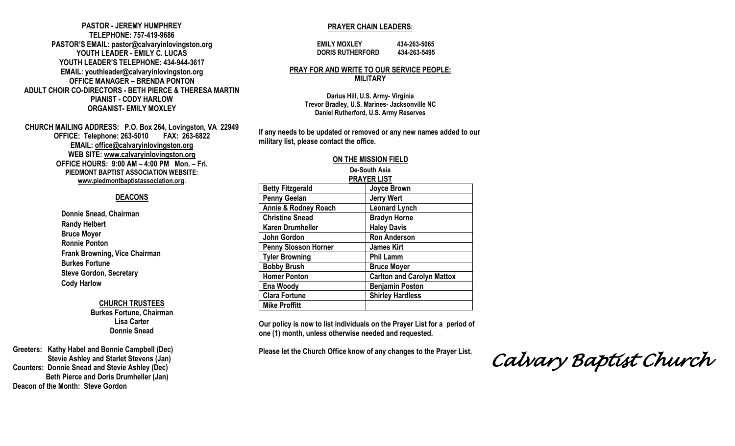**PASTOR - JEREMY HUMPHREY**
**TELEPHONE: 757-419-9686**
**PASTOR'S EMAIL: pastor@calvaryinlovingston.org**
**YOUTH LEADER - EMILY C. LUCAS**
**YOUTH LEADER'S TELEPHONE: 434-944-3617**
**EMAIL: youthleader@calvaryinlovingston.org**
**OFFICE MANAGER – BRENDA PONTON**
**ADULT CHOIR CO-DIRECTORS - BETH PIERCE & THERESA MARTIN**
**PIANIST - CODY HARLOW**
**ORGANIST- EMILY MOXLEY**

**CHURCH MAILING ADDRESS: P.O. Box 264, Lovingston, VA 22949**
**OFFICE: Telephone: 263-5010 FAX: 263-6822**
**EMAIL: office@calvaryinlovingston.org**
**WEB SITE: www.calvaryinlovingston.org**
**OFFICE HOURS: 9:00 AM – 4:00 PM Mon. – Fri.**
**PIEDMONT BAPTIST ASSOCIATION WEBSITE:**
**www.piedmontbaptistassociation.org.**

## DEACONS

**Donnie Snead, Chairman**
**Randy Helbert**
**Bruce Moyer**
**Ronnie Ponton**
**Frank Browning, Vice Chairman**
**Burkes Fortune**
**Steve Gordon, Secretary**
**Cody Harlow**

## CHURCH TRUSTEES

**Burkes Fortune, Chairman**
**Lisa Carter**
**Donnie Snead**

**Greeters: Kathy Habel and Bonnie Campbell (Dec)**
**Stevie Ashley and Starlet Stevens (Jan)**
**Counters: Donnie Snead and Stevie Ashley (Dec)**
**Beth Pierce and Doris Drumheller (Jan)**
**Deacon of the Month: Steve Gordon**

## PRAYER CHAIN LEADERS:

**EMILY MOXLEY 434-263-5065**
**DORIS RUTHERFORD 434-263-5495**

## PRAY FOR AND WRITE TO OUR SERVICE PEOPLE: MILITARY

**Darius Hill, U.S. Army- Virginia**
**Trevor Bradley, U.S. Marines- Jacksonville NC**
**Daniel Rutherford, U.S. Army Reserves**

**If any needs to be updated or removed or any new names added to our military list, please contact the office.**

## ON THE MISSION FIELD

**De-South Asia**

## PRAYER LIST

| | |
|---|---|
| Betty Fitzgerald | Joyce Brown |
| Penny Geelan | Jerry Wert |
| Annie & Rodney Roach | Leonard Lynch |
| Christine Snead | Bradyn Horne |
| Karen Drumheller | Haley Davis |
| John Gordon | Ron Anderson |
| Penny Slosson Horner | James Kirt |
| Tyler Browning | Phil Lamm |
| Bobby Brush | Bruce Moyer |
| Homer Ponton | Carlton and Carolyn Mattox |
| Ena Woody | Benjamin Poston |
| Clara Fortune | Shirley Hardless |
| Mike Proffitt | |

**Our policy is now to list individuals on the Prayer List for a period of one (1) month, unless otherwise needed and requested.**

**Please let the Church Office know of any changes to the Prayer List.**

*Calvary Baptist Church*